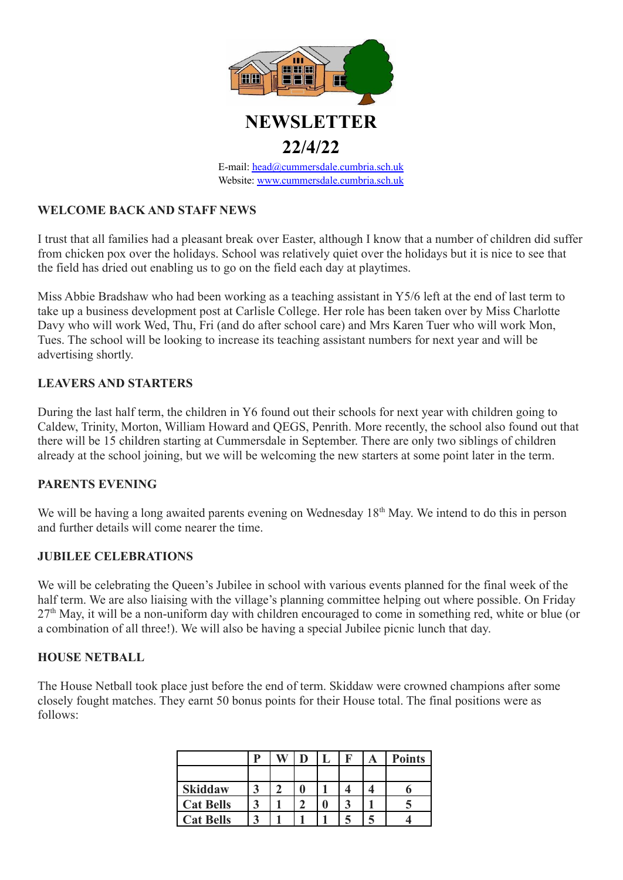# NEWSLETTER

# 22/4/22

E-mail: head@cummersdale.cumbria.sch.uk
Website: www.cummersdale.cumbria.sch.uk

## WELCOME BACK AND STAFF NEWS

I trust that all families had a pleasant break over Easter, although I know that a number of children did suffer from chicken pox over the holidays. School was relatively quiet over the holidays but it is nice to see that the field has dried out enabling us to go on the field each day at playtimes.

Miss Abbie Bradshaw who had been working as a teaching assistant in Y5/6 left at the end of last term to take up a business development post at Carlisle College. Her role has been taken over by Miss Charlotte Davy who will work Wed, Thu, Fri (and do after school care) and Mrs Karen Tuer who will work Mon, Tues. The school will be looking to increase its teaching assistant numbers for next year and will be advertising shortly.

## LEAVERS AND STARTERS

During the last half term, the children in Y6 found out their schools for next year with children going to Caldew, Trinity, Morton, William Howard and QEGS, Penrith. More recently, the school also found out that there will be 15 children starting at Cummersdale in September. There are only two siblings of children already at the school joining, but we will be welcoming the new starters at some point later in the term.

## PARENTS EVENING

We will be having a long awaited parents evening on Wednesday 18th May. We intend to do this in person and further details will come nearer the time.

## JUBILEE CELEBRATIONS

We will be celebrating the Queen's Jubilee in school with various events planned for the final week of the half term. We are also liaising with the village's planning committee helping out where possible. On Friday 27th May, it will be a non-uniform day with children encouraged to come in something red, white or blue (or a combination of all three!). We will also be having a special Jubilee picnic lunch that day.

## HOUSE NETBALL

The House Netball took place just before the end of term. Skiddaw were crowned champions after some closely fought matches. They earnt 50 bonus points for their House total. The final positions were as follows:

| | P | W | D | L | F | A | Points |
|---|---|---|---|---|---|---|---|
| | | | | | | | |
| **Skiddaw** | **3** | **2** | **0** | **1** | **4** | **4** | **6** |
| **Cat Bells** | **3** | **1** | **2** | **0** | **3** | **1** | **5** |
| **Cat Bells** | **3** | **1** | **1** | **1** | **5** | **5** | **4** |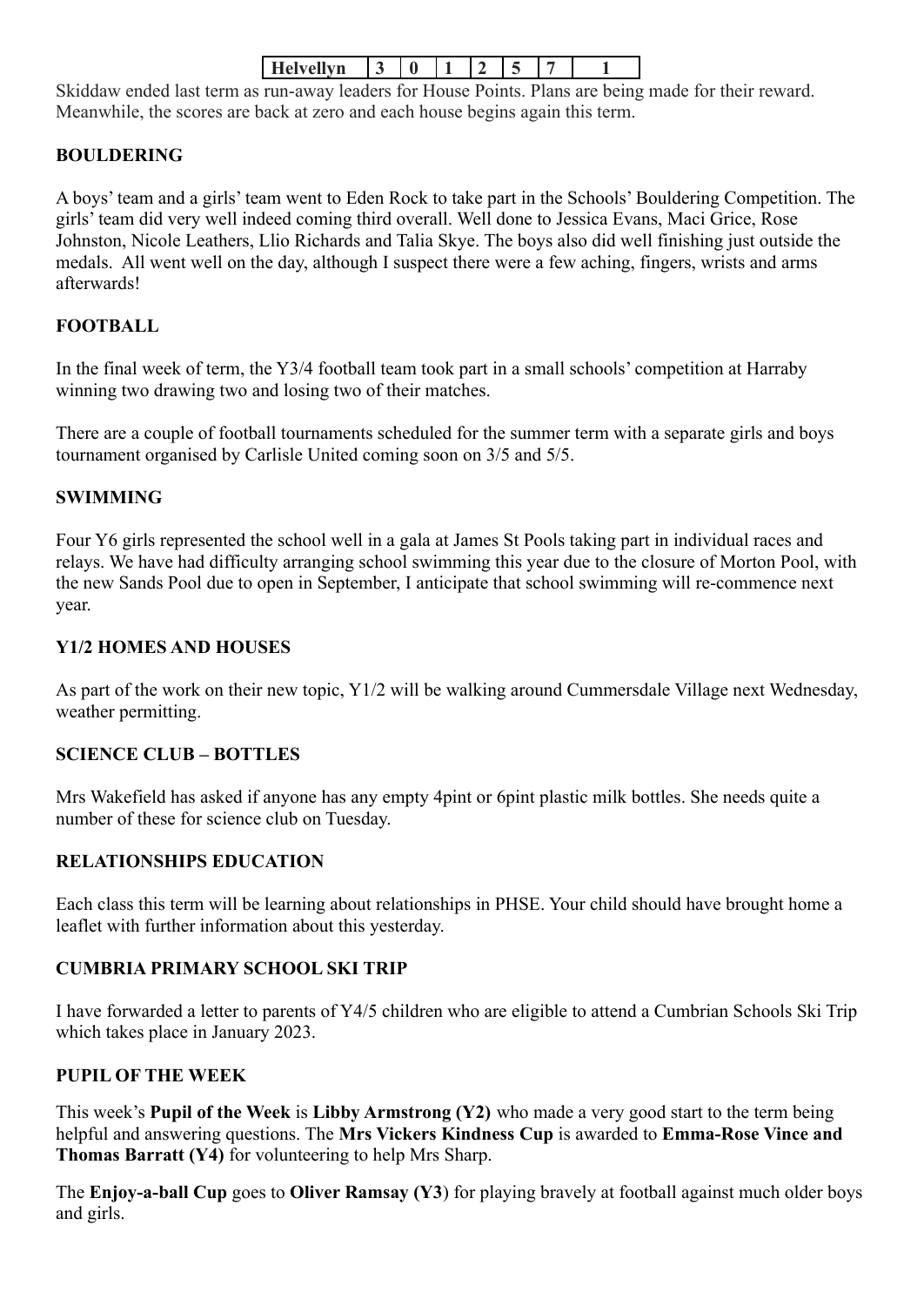| Helvellyn | 3 | 0 | 1 | 2 | 5 | 7 | 1 |
|---|---|---|---|---|---|---|---|

Skiddaw ended last term as run-away leaders for House Points. Plans are being made for their reward. Meanwhile, the scores are back at zero and each house begins again this term.

**BOULDERING**

A boys' team and a girls' team went to Eden Rock to take part in the Schools' Bouldering Competition. The girls' team did very well indeed coming third overall. Well done to Jessica Evans, Maci Grice, Rose Johnston, Nicole Leathers, Llio Richards and Talia Skye. The boys also did well finishing just outside the medals. All went well on the day, although I suspect there were a few aching, fingers, wrists and arms afterwards!

**FOOTBALL**

In the final week of term, the Y3/4 football team took part in a small schools' competition at Harraby winning two drawing two and losing two of their matches.

There are a couple of football tournaments scheduled for the summer term with a separate girls and boys tournament organised by Carlisle United coming soon on 3/5 and 5/5.

**SWIMMING**

Four Y6 girls represented the school well in a gala at James St Pools taking part in individual races and relays. We have had difficulty arranging school swimming this year due to the closure of Morton Pool, with the new Sands Pool due to open in September, I anticipate that school swimming will re-commence next year.

**Y1/2 HOMES AND HOUSES**

As part of the work on their new topic, Y1/2 will be walking around Cummersdale Village next Wednesday, weather permitting.

**SCIENCE CLUB – BOTTLES**

Mrs Wakefield has asked if anyone has any empty 4pint or 6pint plastic milk bottles. She needs quite a number of these for science club on Tuesday.

**RELATIONSHIPS EDUCATION**

Each class this term will be learning about relationships in PHSE. Your child should have brought home a leaflet with further information about this yesterday.

**CUMBRIA PRIMARY SCHOOL SKI TRIP**

I have forwarded a letter to parents of Y4/5 children who are eligible to attend a Cumbrian Schools Ski Trip which takes place in January 2023.

**PUPIL OF THE WEEK**

This week's **Pupil of the Week** is **Libby Armstrong (Y2)** who made a very good start to the term being helpful and answering questions. The **Mrs Vickers Kindness Cup** is awarded to **Emma-Rose Vince and Thomas Barratt (Y4)** for volunteering to help Mrs Sharp.

The **Enjoy-a-ball Cup** goes to **Oliver Ramsay (Y3**) for playing bravely at football against much older boys and girls.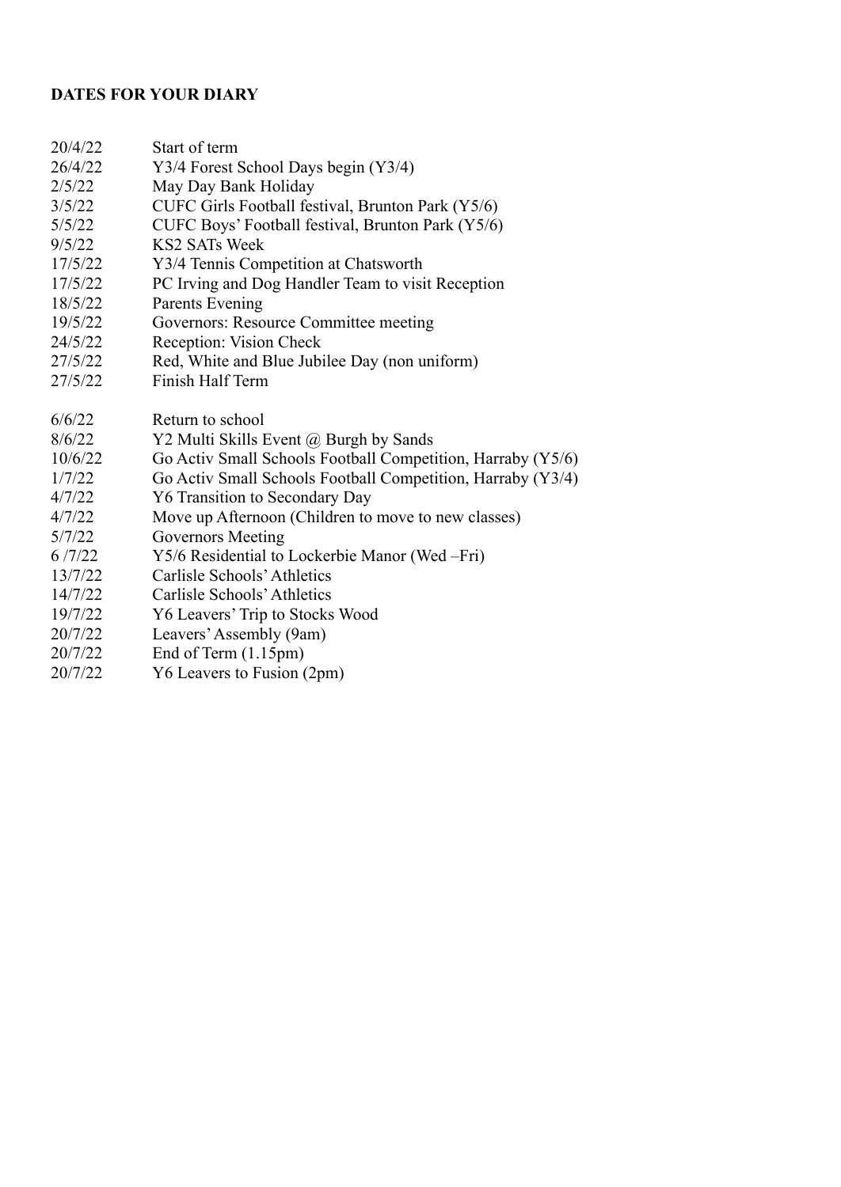**DATES FOR YOUR DIARY**

| | |
|---|---|
| 20/4/22 | Start of term |
| 26/4/22 | Y3/4 Forest School Days begin (Y3/4) |
| 2/5/22 | May Day Bank Holiday |
| 3/5/22 | CUFC Girls Football festival, Brunton Park (Y5/6) |
| 5/5/22 | CUFC Boys' Football festival, Brunton Park (Y5/6) |
| 9/5/22 | KS2 SATs Week |
| 17/5/22 | Y3/4 Tennis Competition at Chatsworth |
| 17/5/22 | PC Irving and Dog Handler Team to visit Reception |
| 18/5/22 | Parents Evening |
| 19/5/22 | Governors: Resource Committee meeting |
| 24/5/22 | Reception: Vision Check |
| 27/5/22 | Red, White and Blue Jubilee Day (non uniform) |
| 27/5/22 | Finish Half Term |

| | |
|---|---|
| 6/6/22 | Return to school |
| 8/6/22 | Y2 Multi Skills Event @ Burgh by Sands |
| 10/6/22 | Go Activ Small Schools Football Competition, Harraby (Y5/6) |
| 1/7/22 | Go Activ Small Schools Football Competition, Harraby (Y3/4) |
| 4/7/22 | Y6 Transition to Secondary Day |
| 4/7/22 | Move up Afternoon (Children to move to new classes) |
| 5/7/22 | Governors Meeting |
| 6 /7/22 | Y5/6 Residential to Lockerbie Manor (Wed –Fri) |
| 13/7/22 | Carlisle Schools' Athletics |
| 14/7/22 | Carlisle Schools' Athletics |
| 19/7/22 | Y6 Leavers' Trip to Stocks Wood |
| 20/7/22 | Leavers' Assembly (9am) |
| 20/7/22 | End of Term (1.15pm) |
| 20/7/22 | Y6 Leavers to Fusion (2pm) |